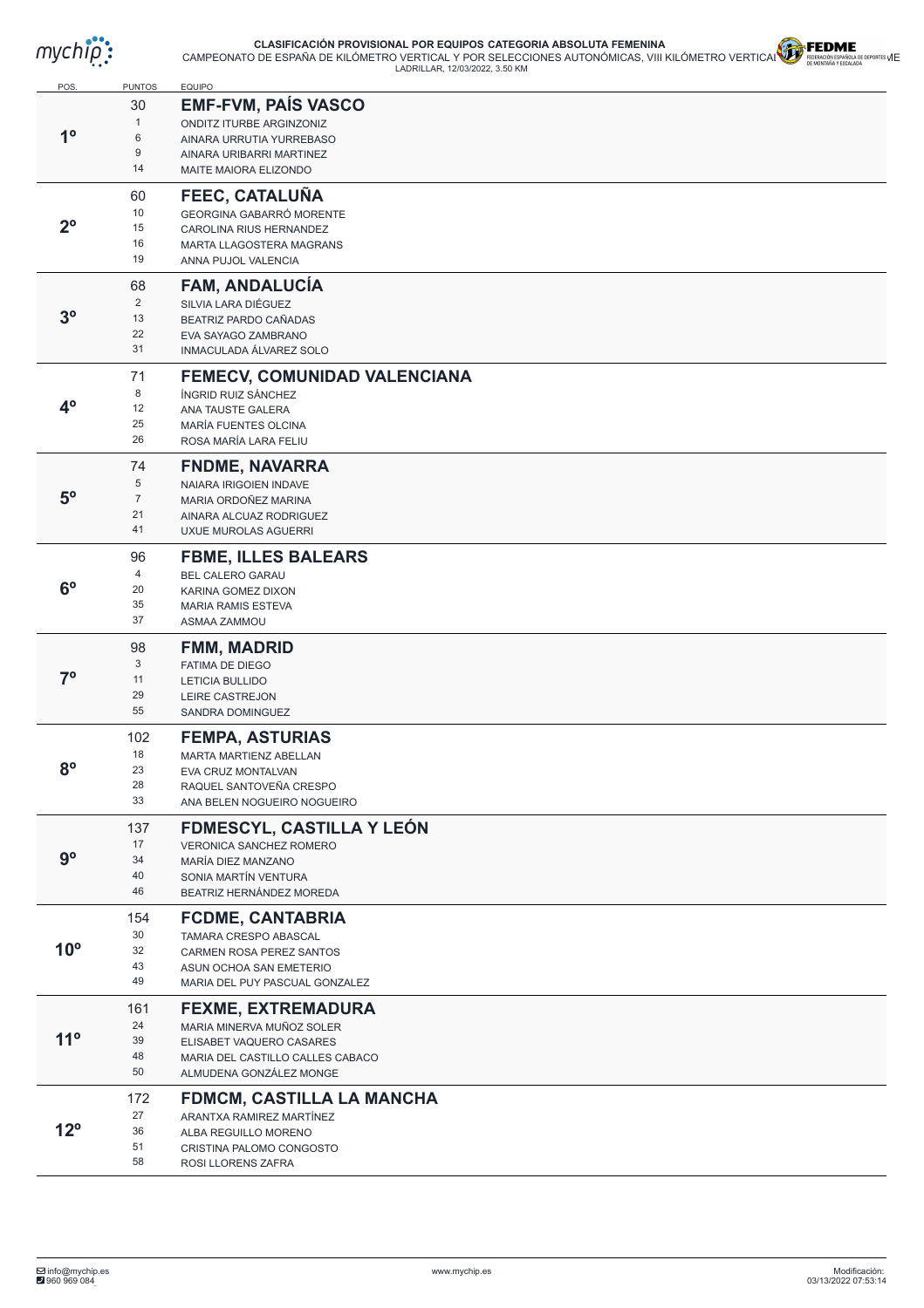# CLASIFICACIÓN PROVISIONAL POR EQUIPOS CATEGORIA ABSOLUTA FEMENINA

CAMPEONATO DE ESPAÑA DE KILÓMETRO VERTICAL Y POR SELECCIONES AUTONÓMICAS, VIII KILÓMETRO VERTICAL ME

LADRILLAR, 12/03/2022, 3.50 KM

| POS. | PUNTOS | EQUIPO |
|---|---|---|
| 1º | 30 | **EMF-FVM, PAÍS VASCO** |
| | 1 | ONDITZ ITURBE ARGINZONIZ |
| | 6 | AINARA URRUTIA YURREBASO |
| | 9 | AINARA URIBARRI MARTINEZ |
| | 14 | MAITE MAIORA ELIZONDO |
| 2º | 60 | **FEEC, CATALUÑA** |
| | 10 | GEORGINA GABARRÓ MORENTE |
| | 15 | CAROLINA RIUS HERNANDEZ |
| | 16 | MARTA LLAGOSTERA MAGRANS |
| | 19 | ANNA PUJOL VALENCIA |
| 3º | 68 | **FAM, ANDALUCÍA** |
| | 2 | SILVIA LARA DIÉGUEZ |
| | 13 | BEATRIZ PARDO CAÑADAS |
| | 22 | EVA SAYAGO ZAMBRANO |
| | 31 | INMACULADA ÁLVAREZ SOLO |
| 4º | 71 | **FEMECV, COMUNIDAD VALENCIANA** |
| | 8 | ÍNGRID RUIZ SÁNCHEZ |
| | 12 | ANA TAUSTE GALERA |
| | 25 | MARÍA FUENTES OLCINA |
| | 26 | ROSA MARÍA LARA FELIU |
| 5º | 74 | **FNDME, NAVARRA** |
| | 5 | NAIARA IRIGOIEN INDAVE |
| | 7 | MARIA ORDOÑEZ MARINA |
| | 21 | AINARA ALCUAZ RODRIGUEZ |
| | 41 | UXUE MUROLAS AGUERRI |
| 6º | 96 | **FBME, ILLES BALEARS** |
| | 4 | BEL CALERO GARAU |
| | 20 | KARINA GOMEZ DIXON |
| | 35 | MARIA RAMIS ESTEVA |
| | 37 | ASMAA ZAMMOU |
| 7º | 98 | **FMM, MADRID** |
| | 3 | FATIMA DE DIEGO |
| | 11 | LETICIA BULLIDO |
| | 29 | LEIRE CASTREJON |
| | 55 | SANDRA DOMINGUEZ |
| 8º | 102 | **FEMPA, ASTURIAS** |
| | 18 | MARTA MARTIENZ ABELLAN |
| | 23 | EVA CRUZ MONTALVAN |
| | 28 | RAQUEL SANTOVEÑA CRESPO |
| | 33 | ANA BELEN NOGUEIRO NOGUEIRO |
| 9º | 137 | **FDMESCYL, CASTILLA Y LEÓN** |
| | 17 | VERONICA SANCHEZ ROMERO |
| | 34 | MARÍA DIEZ MANZANO |
| | 40 | SONIA MARTÍN VENTURA |
| | 46 | BEATRIZ HERNÁNDEZ MOREDA |
| 10º | 154 | **FCDME, CANTABRIA** |
| | 30 | TAMARA CRESPO ABASCAL |
| | 32 | CARMEN ROSA PEREZ SANTOS |
| | 43 | ASUN OCHOA SAN EMETERIO |
| | 49 | MARIA DEL PUY PASCUAL GONZALEZ |
| 11º | 161 | **FEXME, EXTREMADURA** |
| | 24 | MARIA MINERVA MUÑOZ SOLER |
| | 39 | ELISABET VAQUERO CASARES |
| | 48 | MARIA DEL CASTILLO CALLES CABACO |
| | 50 | ALMUDENA GONZÁLEZ MONGE |
| 12º | 172 | **FDMCM, CASTILLA LA MANCHA** |
| | 27 | ARANTXA RAMIREZ MARTÍNEZ |
| | 36 | ALBA REGUILLO MORENO |
| | 51 | CRISTINA PALOMO CONGOSTO |
| | 58 | ROSI LLORENS ZAFRA |

info@mychip.es
960 969 084

www.mychip.es

Modificación:
03/13/2022 07:53:14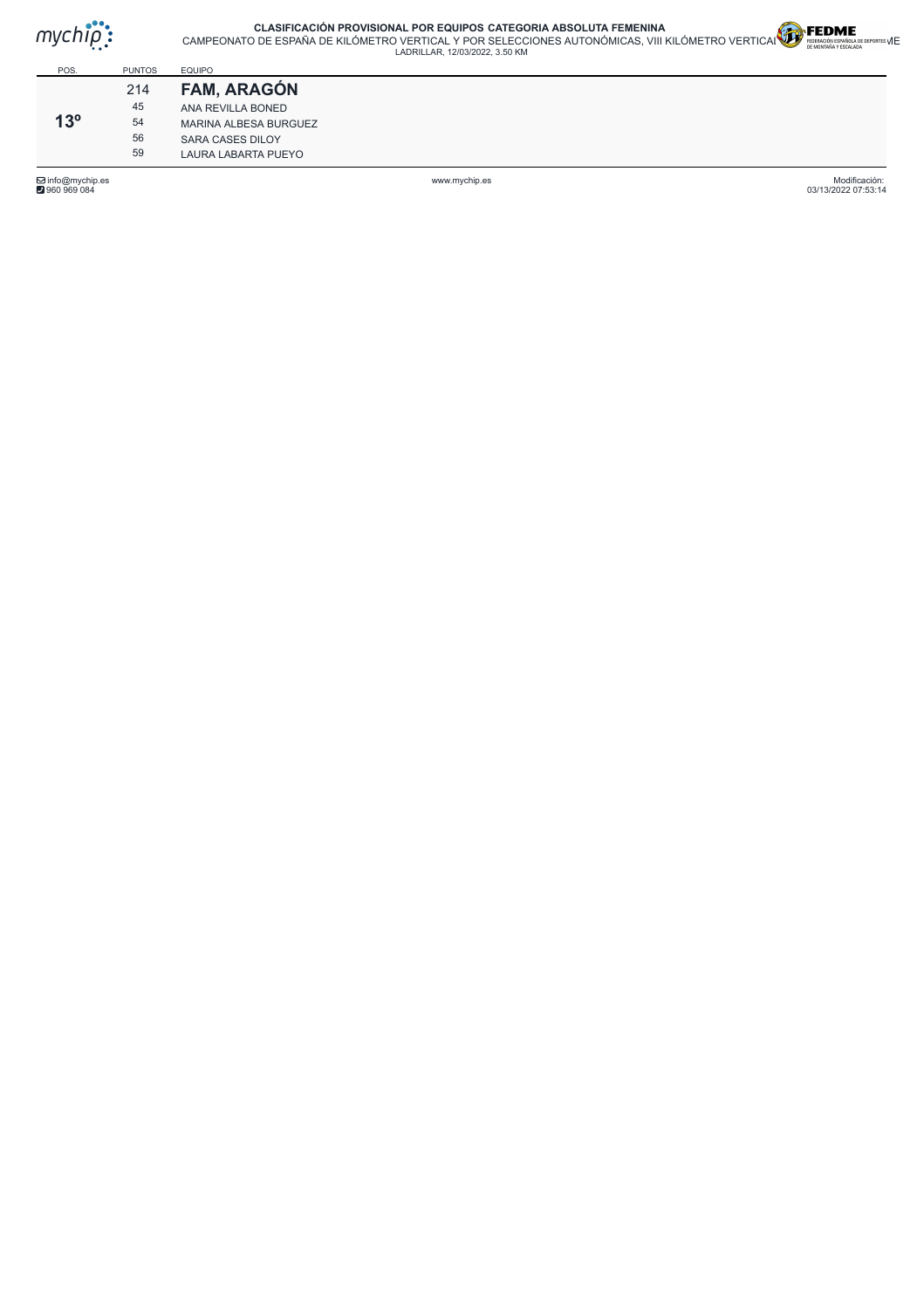| POS. | PUNTOS | EQUIPO |
|---|---|---|
| 13º | 214 | **FAM, ARAGÓN** |
| | 45 | ANA REVILLA BONED |
| | 54 | MARINA ALBESA BURGUEZ |
| | 56 | SARA CASES DILOY |
| | 59 | LAURA LABARTA PUEYO |